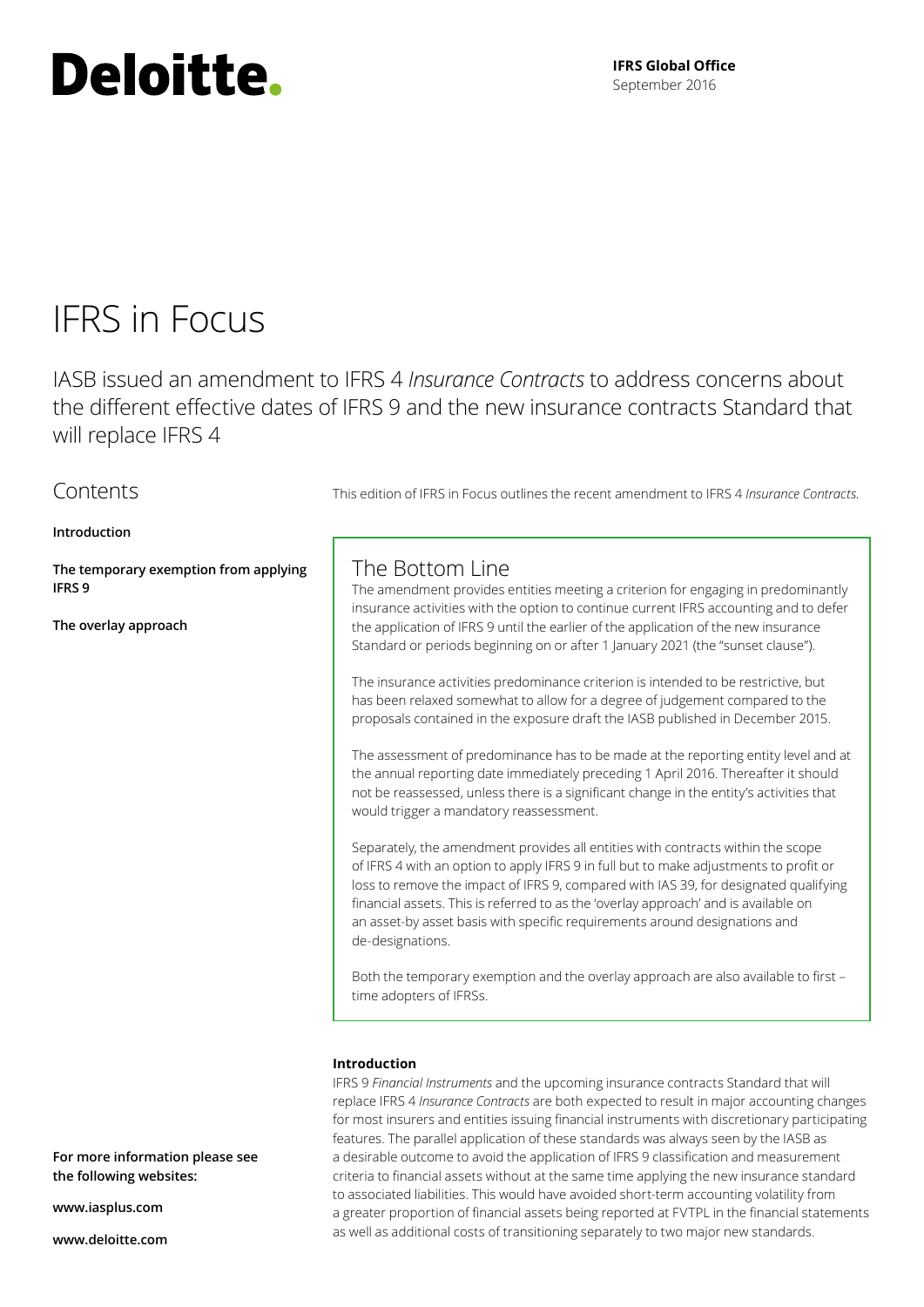Deloitte.

**IFRS Global Office**
September 2016

# IFRS in Focus

## IASB issued an amendment to IFRS 4 *Insurance Contracts* to address concerns about the different effective dates of IFRS 9 and the new insurance contracts Standard that will replace IFRS 4

## Contents

**Introduction**

**The temporary exemption from applying IFRS 9**

**The overlay approach**

This edition of IFRS in Focus outlines the recent amendment to IFRS 4 *Insurance Contracts*.

## The Bottom Line

The amendment provides entities meeting a criterion for engaging in predominantly insurance activities with the option to continue current IFRS accounting and to defer the application of IFRS 9 until the earlier of the application of the new insurance Standard or periods beginning on or after 1 January 2021 (the "sunset clause").

The insurance activities predominance criterion is intended to be restrictive, but has been relaxed somewhat to allow for a degree of judgement compared to the proposals contained in the exposure draft the IASB published in December 2015.

The assessment of predominance has to be made at the reporting entity level and at the annual reporting date immediately preceding 1 April 2016. Thereafter it should not be reassessed, unless there is a significant change in the entity's activities that would trigger a mandatory reassessment.

Separately, the amendment provides all entities with contracts within the scope of IFRS 4 with an option to apply IFRS 9 in full but to make adjustments to profit or loss to remove the impact of IFRS 9, compared with IAS 39, for designated qualifying financial assets. This is referred to as the 'overlay approach' and is available on an asset-by asset basis with specific requirements around designations and de-designations.

Both the temporary exemption and the overlay approach are also available to first – time adopters of IFRSs.

### Introduction

IFRS 9 *Financial Instruments* and the upcoming insurance contracts Standard that will replace IFRS 4 *Insurance Contracts* are both expected to result in major accounting changes for most insurers and entities issuing financial instruments with discretionary participating features. The parallel application of these standards was always seen by the IASB as a desirable outcome to avoid the application of IFRS 9 classification and measurement criteria to financial assets without at the same time applying the new insurance standard to associated liabilities. This would have avoided short-term accounting volatility from a greater proportion of financial assets being reported at FVTPL in the financial statements as well as additional costs of transitioning separately to two major new standards.

**For more information please see the following websites:**

**www.iasplus.com**

**www.deloitte.com**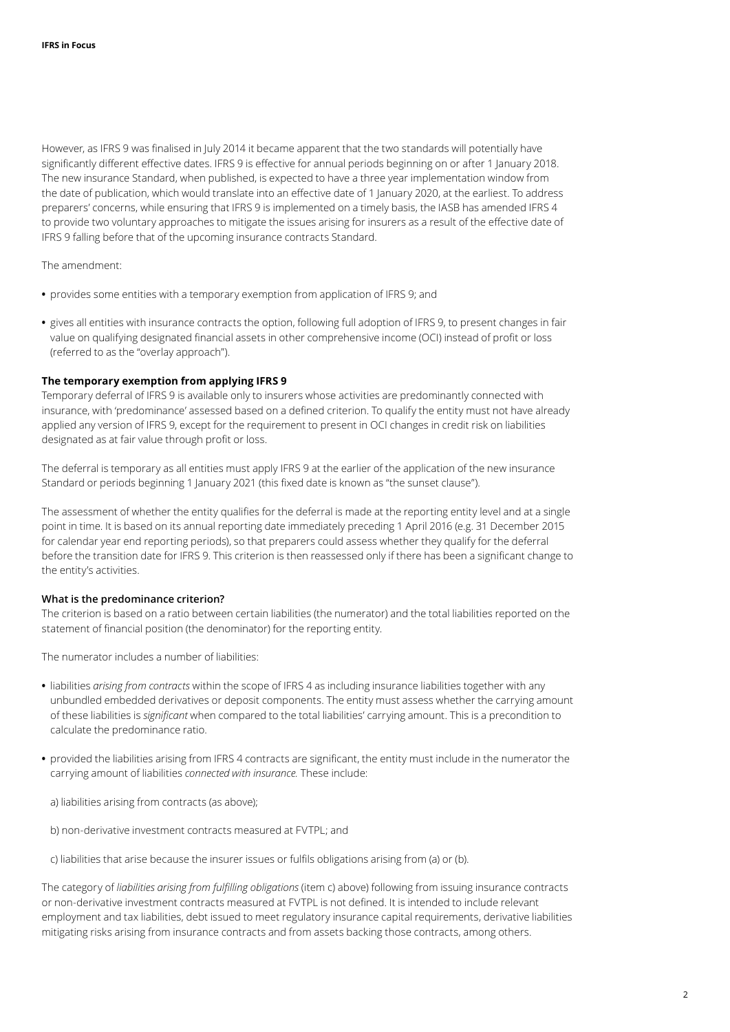However, as IFRS 9 was finalised in July 2014 it became apparent that the two standards will potentially have significantly different effective dates. IFRS 9 is effective for annual periods beginning on or after 1 January 2018. The new insurance Standard, when published, is expected to have a three year implementation window from the date of publication, which would translate into an effective date of 1 January 2020, at the earliest. To address preparers' concerns, while ensuring that IFRS 9 is implemented on a timely basis, the IASB has amended IFRS 4 to provide two voluntary approaches to mitigate the issues arising for insurers as a result of the effective date of IFRS 9 falling before that of the upcoming insurance contracts Standard.

The amendment:

- provides some entities with a temporary exemption from application of IFRS 9; and
- gives all entities with insurance contracts the option, following full adoption of IFRS 9, to present changes in fair value on qualifying designated financial assets in other comprehensive income (OCI) instead of profit or loss (referred to as the "overlay approach").

**The temporary exemption from applying IFRS 9**

Temporary deferral of IFRS 9 is available only to insurers whose activities are predominantly connected with insurance, with 'predominance' assessed based on a defined criterion. To qualify the entity must not have already applied any version of IFRS 9, except for the requirement to present in OCI changes in credit risk on liabilities designated as at fair value through profit or loss.

The deferral is temporary as all entities must apply IFRS 9 at the earlier of the application of the new insurance Standard or periods beginning 1 January 2021 (this fixed date is known as "the sunset clause").

The assessment of whether the entity qualifies for the deferral is made at the reporting entity level and at a single point in time. It is based on its annual reporting date immediately preceding 1 April 2016 (e.g. 31 December 2015 for calendar year end reporting periods), so that preparers could assess whether they qualify for the deferral before the transition date for IFRS 9. This criterion is then reassessed only if there has been a significant change to the entity's activities.

**What is the predominance criterion?**

The criterion is based on a ratio between certain liabilities (the numerator) and the total liabilities reported on the statement of financial position (the denominator) for the reporting entity.

The numerator includes a number of liabilities:

- liabilities *arising from contracts* within the scope of IFRS 4 as including insurance liabilities together with any unbundled embedded derivatives or deposit components. The entity must assess whether the carrying amount of these liabilities is *significant* when compared to the total liabilities' carrying amount. This is a precondition to calculate the predominance ratio.
- provided the liabilities arising from IFRS 4 contracts are significant, the entity must include in the numerator the carrying amount of liabilities *connected with insurance.* These include:

  a) liabilities arising from contracts (as above);

  b) non-derivative investment contracts measured at FVTPL; and

  c) liabilities that arise because the insurer issues or fulfils obligations arising from (a) or (b).

The category of *liabilities arising from fulfilling obligations* (item c) above) following from issuing insurance contracts or non-derivative investment contracts measured at FVTPL is not defined. It is intended to include relevant employment and tax liabilities, debt issued to meet regulatory insurance capital requirements, derivative liabilities mitigating risks arising from insurance contracts and from assets backing those contracts, among others.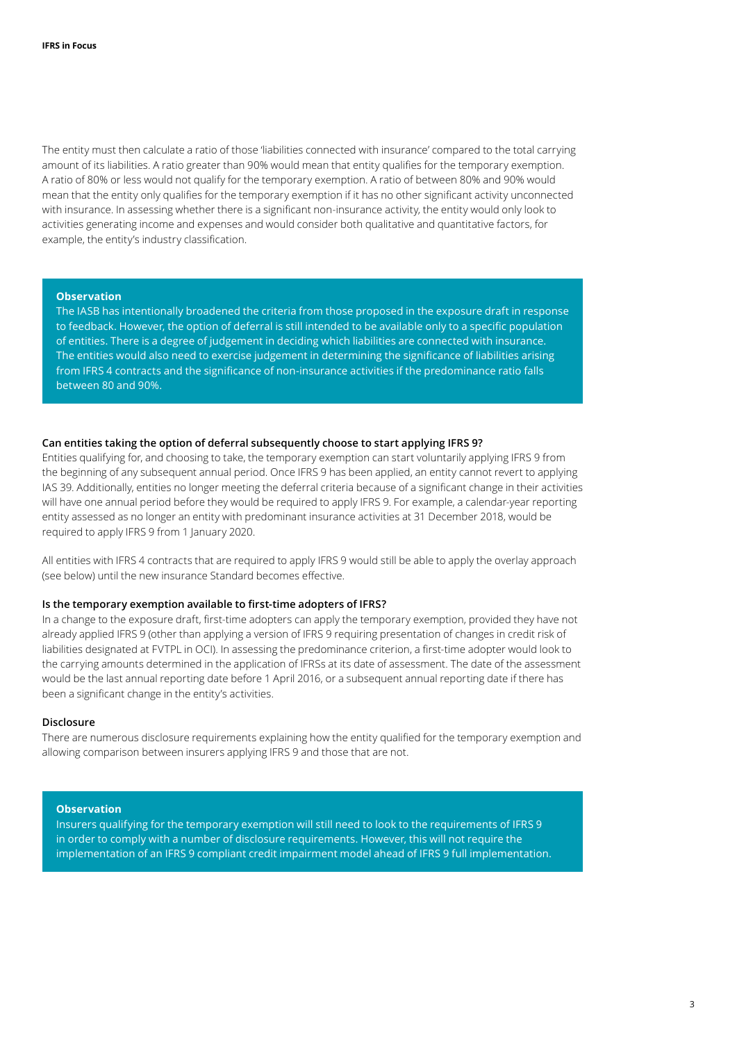The entity must then calculate a ratio of those 'liabilities connected with insurance' compared to the total carrying amount of its liabilities. A ratio greater than 90% would mean that entity qualifies for the temporary exemption. A ratio of 80% or less would not qualify for the temporary exemption. A ratio of between 80% and 90% would mean that the entity only qualifies for the temporary exemption if it has no other significant activity unconnected with insurance. In assessing whether there is a significant non-insurance activity, the entity would only look to activities generating income and expenses and would consider both qualitative and quantitative factors, for example, the entity's industry classification.

> **Observation**
>
> The IASB has intentionally broadened the criteria from those proposed in the exposure draft in response to feedback. However, the option of deferral is still intended to be available only to a specific population of entities. There is a degree of judgement in deciding which liabilities are connected with insurance. The entities would also need to exercise judgement in determining the significance of liabilities arising from IFRS 4 contracts and the significance of non-insurance activities if the predominance ratio falls between 80 and 90%.

**Can entities taking the option of deferral subsequently choose to start applying IFRS 9?**

Entities qualifying for, and choosing to take, the temporary exemption can start voluntarily applying IFRS 9 from the beginning of any subsequent annual period. Once IFRS 9 has been applied, an entity cannot revert to applying IAS 39. Additionally, entities no longer meeting the deferral criteria because of a significant change in their activities will have one annual period before they would be required to apply IFRS 9. For example, a calendar-year reporting entity assessed as no longer an entity with predominant insurance activities at 31 December 2018, would be required to apply IFRS 9 from 1 January 2020.

All entities with IFRS 4 contracts that are required to apply IFRS 9 would still be able to apply the overlay approach (see below) until the new insurance Standard becomes effective.

**Is the temporary exemption available to first-time adopters of IFRS?**

In a change to the exposure draft, first-time adopters can apply the temporary exemption, provided they have not already applied IFRS 9 (other than applying a version of IFRS 9 requiring presentation of changes in credit risk of liabilities designated at FVTPL in OCI). In assessing the predominance criterion, a first-time adopter would look to the carrying amounts determined in the application of IFRSs at its date of assessment. The date of the assessment would be the last annual reporting date before 1 April 2016, or a subsequent annual reporting date if there has been a significant change in the entity's activities.

**Disclosure**

There are numerous disclosure requirements explaining how the entity qualified for the temporary exemption and allowing comparison between insurers applying IFRS 9 and those that are not.

> **Observation**
>
> Insurers qualifying for the temporary exemption will still need to look to the requirements of IFRS 9 in order to comply with a number of disclosure requirements. However, this will not require the implementation of an IFRS 9 compliant credit impairment model ahead of IFRS 9 full implementation.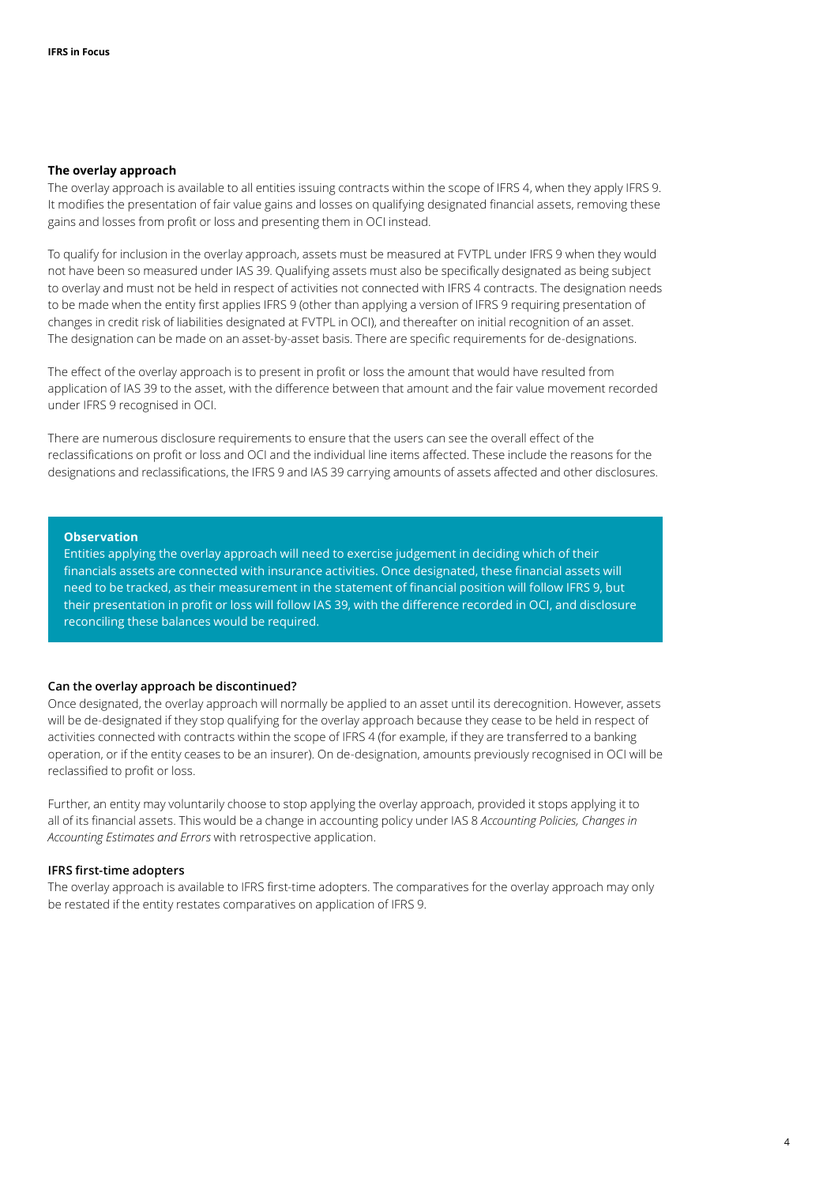### The overlay approach

The overlay approach is available to all entities issuing contracts within the scope of IFRS 4, when they apply IFRS 9. It modifies the presentation of fair value gains and losses on qualifying designated financial assets, removing these gains and losses from profit or loss and presenting them in OCI instead.

To qualify for inclusion in the overlay approach, assets must be measured at FVTPL under IFRS 9 when they would not have been so measured under IAS 39. Qualifying assets must also be specifically designated as being subject to overlay and must not be held in respect of activities not connected with IFRS 4 contracts. The designation needs to be made when the entity first applies IFRS 9 (other than applying a version of IFRS 9 requiring presentation of changes in credit risk of liabilities designated at FVTPL in OCI), and thereafter on initial recognition of an asset. The designation can be made on an asset-by-asset basis. There are specific requirements for de-designations.

The effect of the overlay approach is to present in profit or loss the amount that would have resulted from application of IAS 39 to the asset, with the difference between that amount and the fair value movement recorded under IFRS 9 recognised in OCI.

There are numerous disclosure requirements to ensure that the users can see the overall effect of the reclassifications on profit or loss and OCI and the individual line items affected. These include the reasons for the designations and reclassifications, the IFRS 9 and IAS 39 carrying amounts of assets affected and other disclosures.

> **Observation**
>
> Entities applying the overlay approach will need to exercise judgement in deciding which of their financials assets are connected with insurance activities. Once designated, these financial assets will need to be tracked, as their measurement in the statement of financial position will follow IFRS 9, but their presentation in profit or loss will follow IAS 39, with the difference recorded in OCI, and disclosure reconciling these balances would be required.

### Can the overlay approach be discontinued?

Once designated, the overlay approach will normally be applied to an asset until its derecognition. However, assets will be de-designated if they stop qualifying for the overlay approach because they cease to be held in respect of activities connected with contracts within the scope of IFRS 4 (for example, if they are transferred to a banking operation, or if the entity ceases to be an insurer). On de-designation, amounts previously recognised in OCI will be reclassified to profit or loss.

Further, an entity may voluntarily choose to stop applying the overlay approach, provided it stops applying it to all of its financial assets. This would be a change in accounting policy under IAS 8 *Accounting Policies, Changes in Accounting Estimates and Errors* with retrospective application.

### IFRS first-time adopters

The overlay approach is available to IFRS first-time adopters. The comparatives for the overlay approach may only be restated if the entity restates comparatives on application of IFRS 9.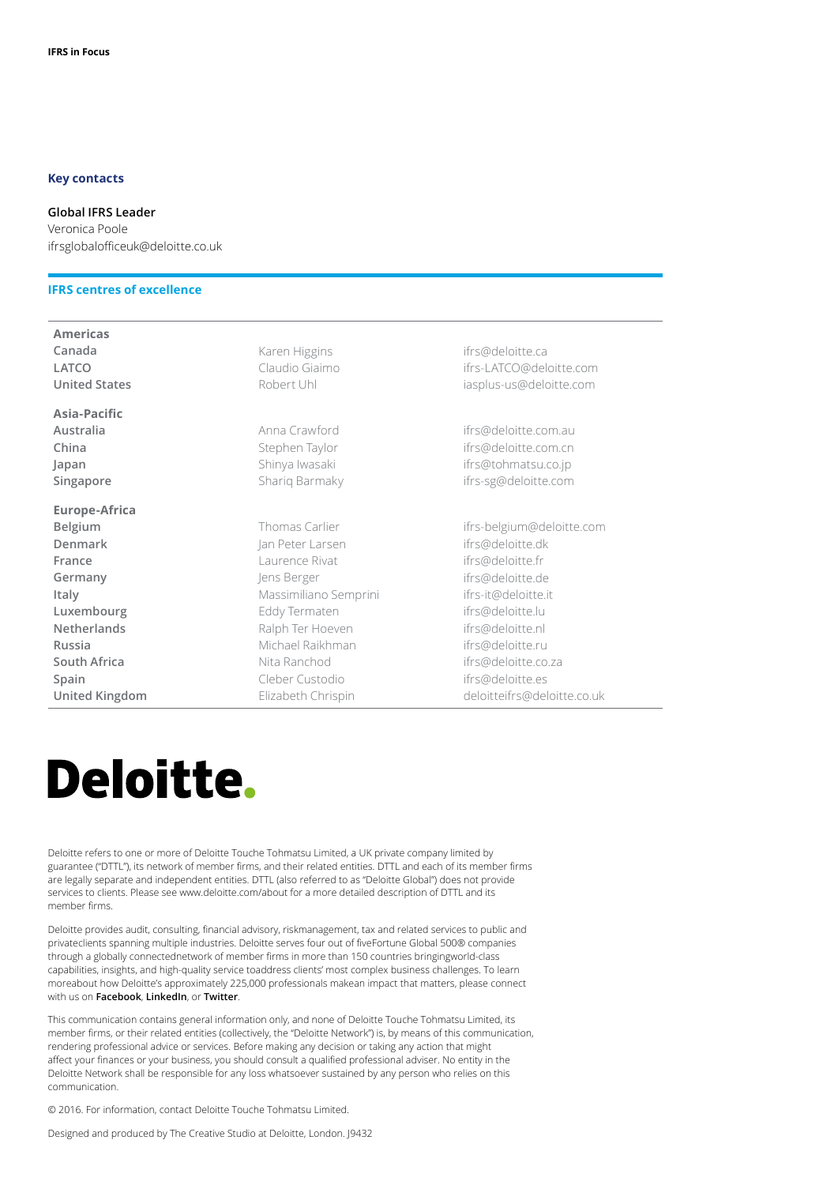## Key contacts

**Global IFRS Leader**
Veronica Poole
ifrsglobalofficeuk@deloitte.co.uk

### IFRS centres of excellence

| | | |
|---|---|---|
| **Americas** | | |
| **Canada** | Karen Higgins | ifrs@deloitte.ca |
| **LATCO** | Claudio Giaimo | ifrs-LATCO@deloitte.com |
| **United States** | Robert Uhl | iasplus-us@deloitte.com |
| **Asia-Pacific** | | |
| **Australia** | Anna Crawford | ifrs@deloitte.com.au |
| **China** | Stephen Taylor | ifrs@deloitte.com.cn |
| **Japan** | Shinya Iwasaki | ifrs@tohmatsu.co.jp |
| **Singapore** | Shariq Barmaky | ifrs-sg@deloitte.com |
| **Europe-Africa** | | |
| **Belgium** | Thomas Carlier | ifrs-belgium@deloitte.com |
| **Denmark** | Jan Peter Larsen | ifrs@deloitte.dk |
| **France** | Laurence Rivat | ifrs@deloitte.fr |
| **Germany** | Jens Berger | ifrs@deloitte.de |
| **Italy** | Massimiliano Semprini | ifrs-it@deloitte.it |
| **Luxembourg** | Eddy Termaten | ifrs@deloitte.lu |
| **Netherlands** | Ralph Ter Hoeven | ifrs@deloitte.nl |
| **Russia** | Michael Raikhman | ifrs@deloitte.ru |
| **South Africa** | Nita Ranchod | ifrs@deloitte.co.za |
| **Spain** | Cleber Custodio | ifrs@deloitte.es |
| **United Kingdom** | Elizabeth Chrispin | deloitteifrs@deloitte.co.uk |

**Deloitte.**

Deloitte refers to one or more of Deloitte Touche Tohmatsu Limited, a UK private company limited by guarantee ("DTTL"), its network of member firms, and their related entities. DTTL and each of its member firms are legally separate and independent entities. DTTL (also referred to as "Deloitte Global") does not provide services to clients. Please see www.deloitte.com/about for a more detailed description of DTTL and its member firms.

Deloitte provides audit, consulting, financial advisory, riskmanagement, tax and related services to public and privateclients spanning multiple industries. Deloitte serves four out of fiveFortune Global 500® companies through a globally connectednetwork of member firms in more than 150 countries bringingworld-class capabilities, insights, and high-quality service toaddress clients' most complex business challenges. To learn moreabout how Deloitte's approximately 225,000 professionals makean impact that matters, please connect with us on **Facebook**, **LinkedIn**, or **Twitter**.

This communication contains general information only, and none of Deloitte Touche Tohmatsu Limited, its member firms, or their related entities (collectively, the "Deloitte Network") is, by means of this communication, rendering professional advice or services. Before making any decision or taking any action that might affect your finances or your business, you should consult a qualified professional adviser. No entity in the Deloitte Network shall be responsible for any loss whatsoever sustained by any person who relies on this communication.

© 2016. For information, contact Deloitte Touche Tohmatsu Limited.

Designed and produced by The Creative Studio at Deloitte, London. J9432